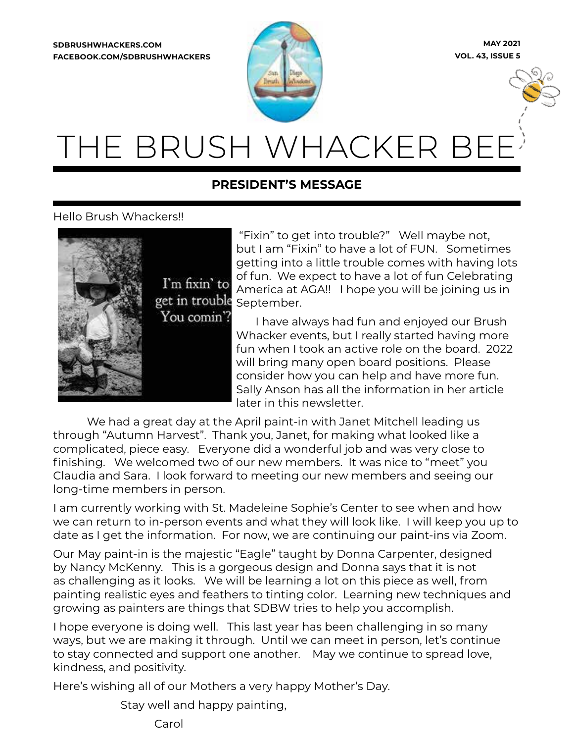SDBRUSHWHACKERS.COM
FACEBOOK.COM/SDBRUSHWHACKERS

MAY 2021
VOL. 43, ISSUE 5

# THE BRUSH WHACKER BEE

## PRESIDENT'S MESSAGE

Hello Brush Whackers!!

"Fixin" to get into trouble?" Well maybe not, but I am "Fixin" to have a lot of FUN. Sometimes getting into a little trouble comes with having lots of fun. We expect to have a lot of fun Celebrating America at AGA!! I hope you will be joining us in September.

I have always had fun and enjoyed our Brush Whacker events, but I really started having more fun when I took an active role on the board. 2022 will bring many open board positions. Please consider how you can help and have more fun. Sally Anson has all the information in her article later in this newsletter.

We had a great day at the April paint-in with Janet Mitchell leading us through "Autumn Harvest". Thank you, Janet, for making what looked like a complicated, piece easy. Everyone did a wonderful job and was very close to finishing. We welcomed two of our new members. It was nice to "meet" you Claudia and Sara. I look forward to meeting our new members and seeing our long-time members in person.

I am currently working with St. Madeleine Sophie's Center to see when and how we can return to in-person events and what they will look like. I will keep you up to date as I get the information. For now, we are continuing our paint-ins via Zoom.

Our May paint-in is the majestic "Eagle" taught by Donna Carpenter, designed by Nancy McKenny. This is a gorgeous design and Donna says that it is not as challenging as it looks. We will be learning a lot on this piece as well, from painting realistic eyes and feathers to tinting color. Learning new techniques and growing as painters are things that SDBW tries to help you accomplish.

I hope everyone is doing well. This last year has been challenging in so many ways, but we are making it through. Until we can meet in person, let's continue to stay connected and support one another. May we continue to spread love, kindness, and positivity.

Here's wishing all of our Mothers a very happy Mother's Day.

Stay well and happy painting,

Carol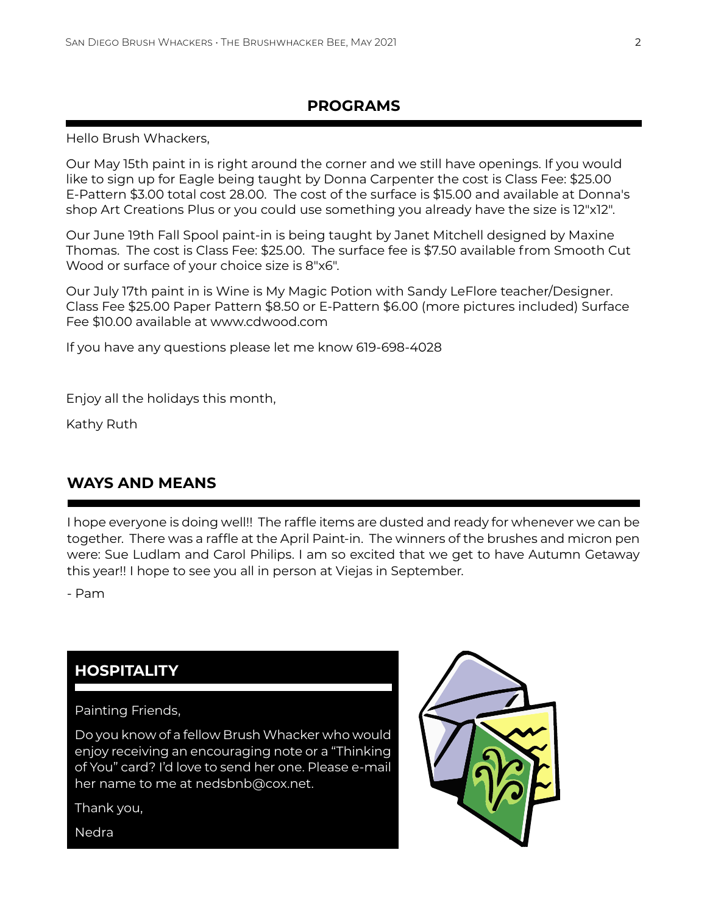## PROGRAMS

Hello Brush Whackers,

Our May 15th paint in is right around the corner and we still have openings. If you would like to sign up for Eagle being taught by Donna Carpenter the cost is Class Fee: $25.00 E-Pattern $3.00 total cost 28.00. The cost of the surface is $15.00 and available at Donna's shop Art Creations Plus or you could use something you already have the size is 12"x12".

Our June 19th Fall Spool paint-in is being taught by Janet Mitchell designed by Maxine Thomas. The cost is Class Fee: $25.00. The surface fee is $7.50 available from Smooth Cut Wood or surface of your choice size is 8"x6".

Our July 17th paint in is Wine is My Magic Potion with Sandy LeFlore teacher/Designer. Class Fee $25.00 Paper Pattern $8.50 or E-Pattern $6.00 (more pictures included) Surface Fee $10.00 available at www.cdwood.com

If you have any questions please let me know 619-698-4028

Enjoy all the holidays this month,

Kathy Ruth

## WAYS AND MEANS

I hope everyone is doing well!! The raffle items are dusted and ready for whenever we can be together. There was a raffle at the April Paint-in. The winners of the brushes and micron pen were: Sue Ludlam and Carol Philips. I am so excited that we get to have Autumn Getaway this year!! I hope to see you all in person at Viejas in September.

- Pam

## HOSPITALITY

Painting Friends,

Do you know of a fellow Brush Whacker who would enjoy receiving an encouraging note or a "Thinking of You" card? I'd love to send her one. Please e-mail her name to me at nedsbnb@cox.net.

Thank you,

Nedra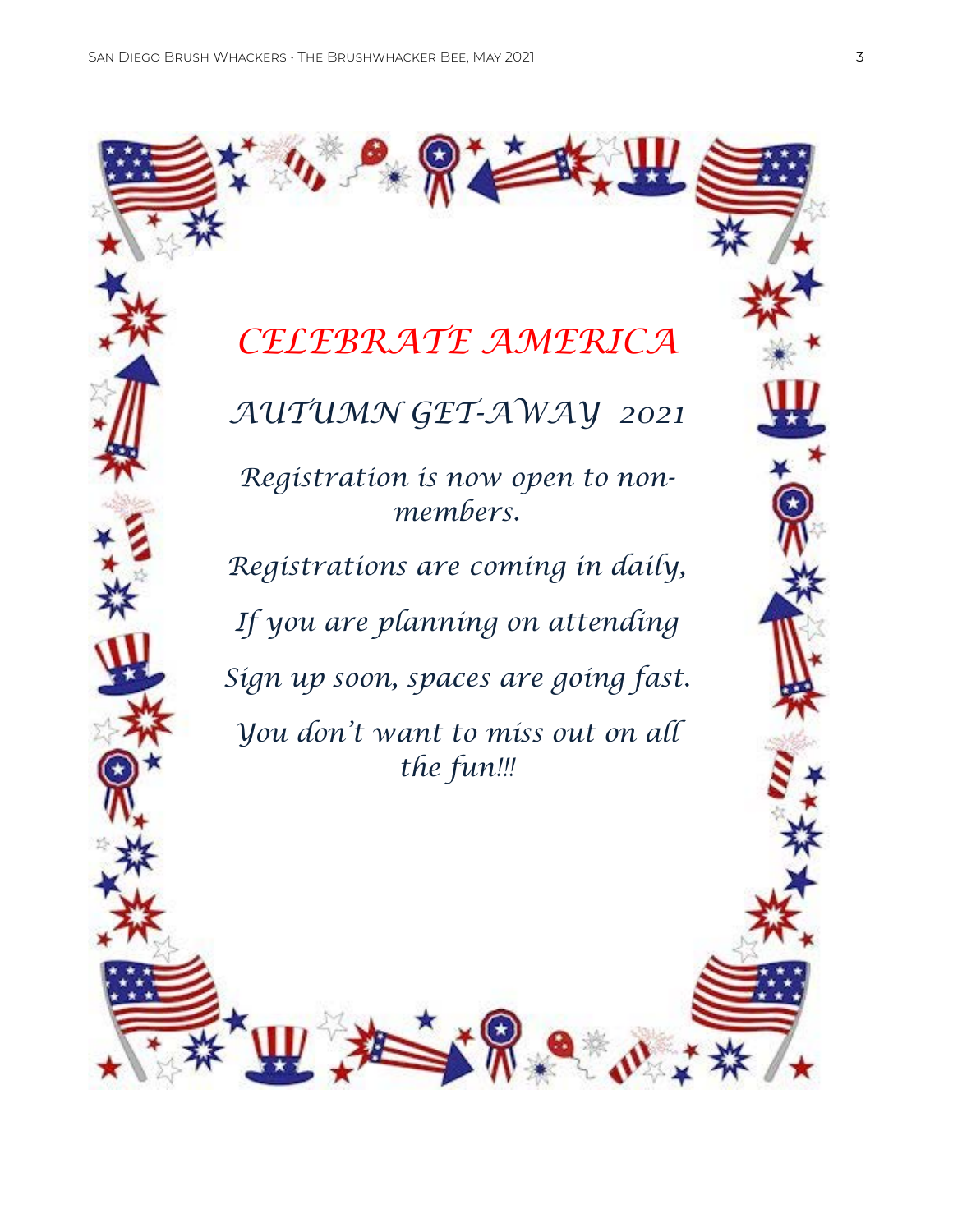# *CELEBRATE AMERICA*

## *AUTUMN GET-AWAY 2021*

*Registration is now open to non-members.*

*Registrations are coming in daily,*

*If you are planning on attending*

*Sign up soon, spaces are going fast.*

*You don't want to miss out on all the fun!!!*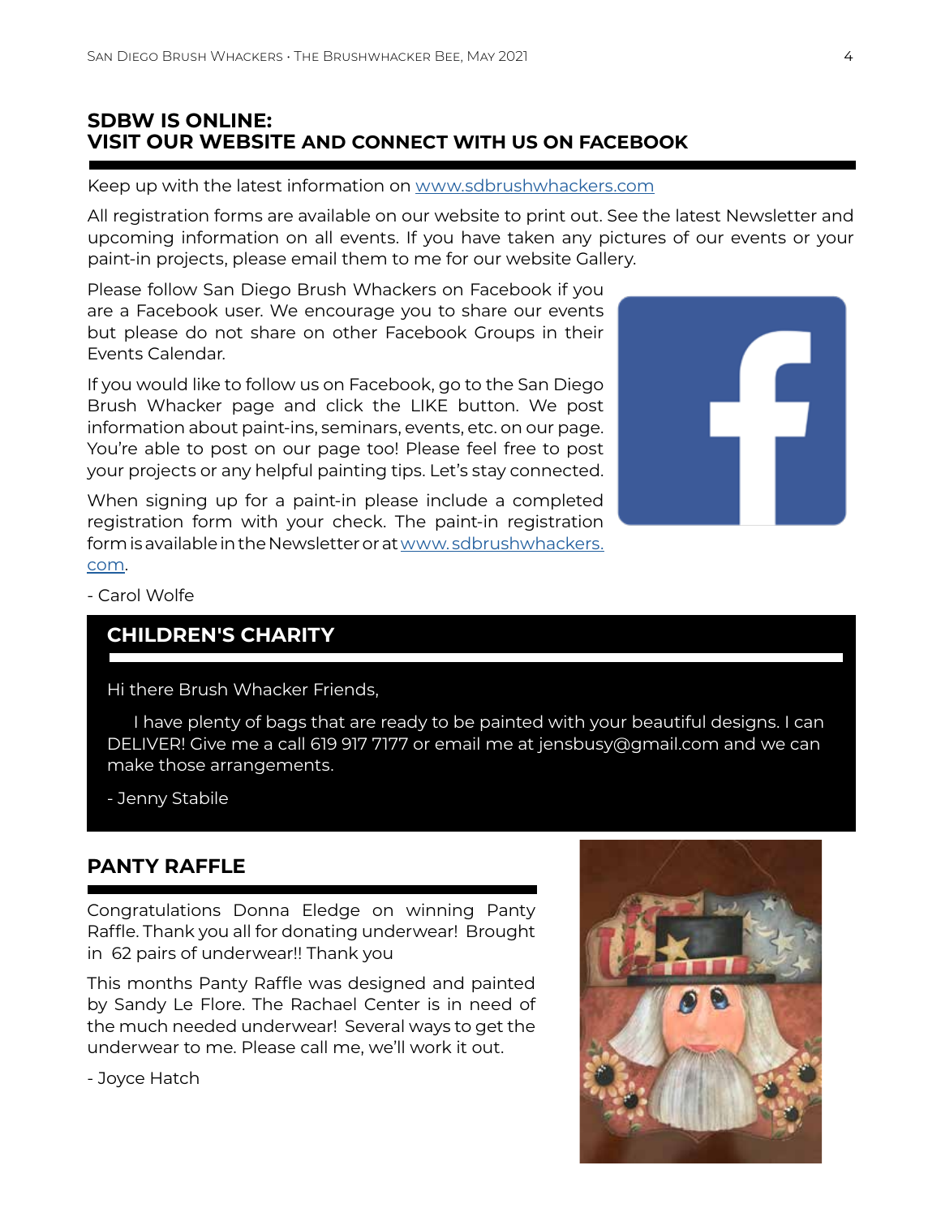## SDBW IS ONLINE:
## VISIT OUR WEBSITE AND CONNECT WITH US ON FACEBOOK

Keep up with the latest information on [www.sdbrushwhackers.com](http://www.sdbrushwhackers.com)

All registration forms are available on our website to print out. See the latest Newsletter and upcoming information on all events. If you have taken any pictures of our events or your paint-in projects, please email them to me for our website Gallery.

Please follow San Diego Brush Whackers on Facebook if you are a Facebook user. We encourage you to share our events but please do not share on other Facebook Groups in their Events Calendar.

If you would like to follow us on Facebook, go to the San Diego Brush Whacker page and click the LIKE button. We post information about paint-ins, seminars, events, etc. on our page. You're able to post on our page too! Please feel free to post your projects or any helpful painting tips. Let's stay connected.

When signing up for a paint-in please include a completed registration form with your check. The paint-in registration form is available in the Newsletter or at [www.sdbrushwhackers.com](http://www.sdbrushwhackers.com).

- Carol Wolfe

## CHILDREN'S CHARITY

Hi there Brush Whacker Friends,

I have plenty of bags that are ready to be painted with your beautiful designs. I can DELIVER! Give me a call 619 917 7177 or email me at jensbusy@gmail.com and we can make those arrangements.

- Jenny Stabile

## PANTY RAFFLE

Congratulations Donna Eledge on winning Panty Raffle. Thank you all for donating underwear! Brought in 62 pairs of underwear!! Thank you

This months Panty Raffle was designed and painted by Sandy Le Flore. The Rachael Center is in need of the much needed underwear! Several ways to get the underwear to me. Please call me, we'll work it out.

- Joyce Hatch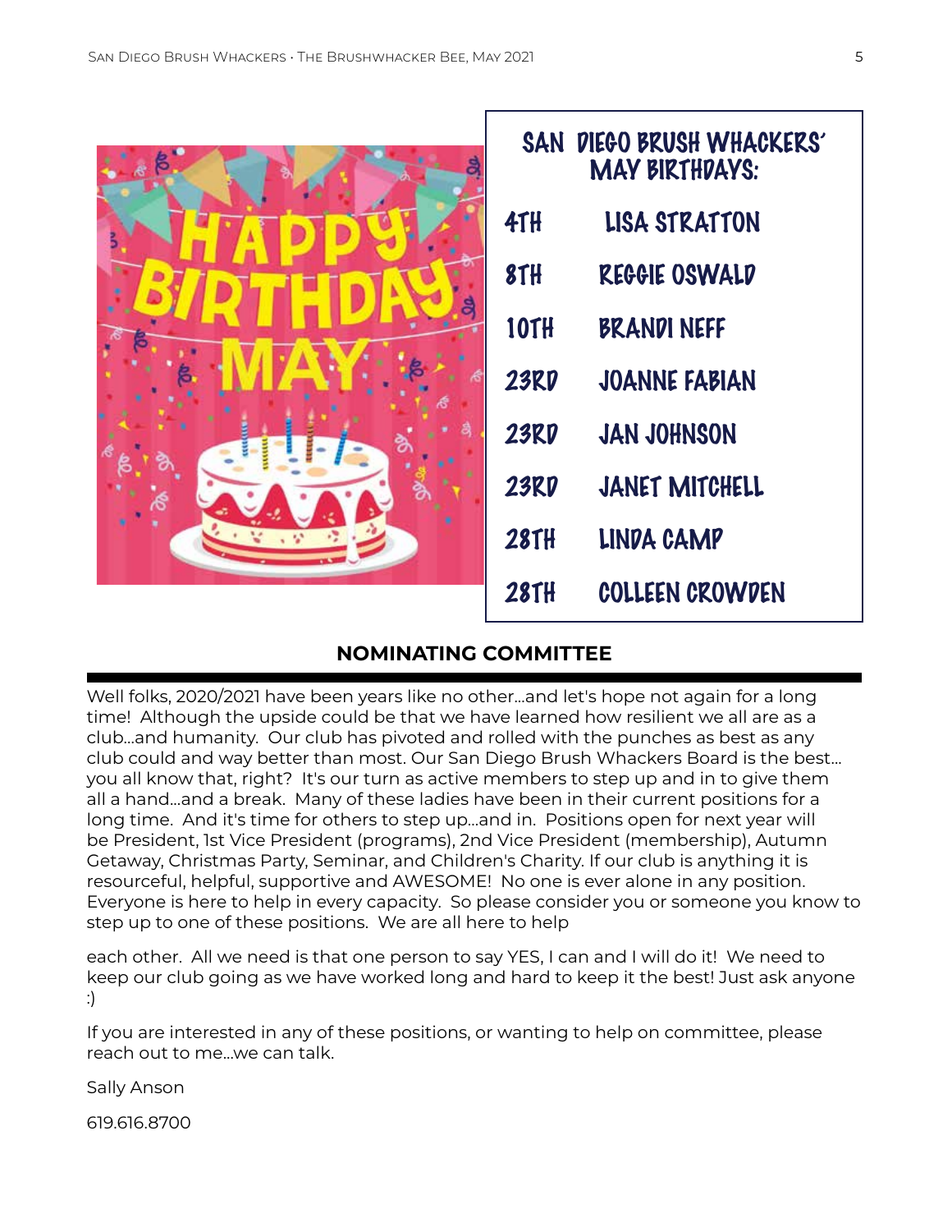## SAN DIEGO BRUSH WHACKERS' MAY BIRTHDAYS:

| | |
|---|---|
| 4TH | LISA STRATTON |
| 8TH | REGGIE OSWALD |
| 10TH | BRANDI NEFF |
| 23RD | JOANNE FABIAN |
| 23RD | JAN JOHNSON |
| 23RD | JANET MITCHELL |
| 28TH | LINDA CAMP |
| 28TH | COLLEEN CROWDEN |

## NOMINATING COMMITTEE

Well folks, 2020/2021 have been years like no other...and let's hope not again for a long time! Although the upside could be that we have learned how resilient we all are as a club...and humanity. Our club has pivoted and rolled with the punches as best as any club could and way better than most. Our San Diego Brush Whackers Board is the best... you all know that, right? It's our turn as active members to step up and in to give them all a hand...and a break. Many of these ladies have been in their current positions for a long time. And it's time for others to step up...and in. Positions open for next year will be President, 1st Vice President (programs), 2nd Vice President (membership), Autumn Getaway, Christmas Party, Seminar, and Children's Charity. If our club is anything it is resourceful, helpful, supportive and AWESOME! No one is ever alone in any position. Everyone is here to help in every capacity. So please consider you or someone you know to step up to one of these positions. We are all here to help each other. All we need is that one person to say YES, I can and I will do it! We need to keep our club going as we have worked long and hard to keep it the best! Just ask anyone :)

If you are interested in any of these positions, or wanting to help on committee, please reach out to me...we can talk.

Sally Anson

619.616.8700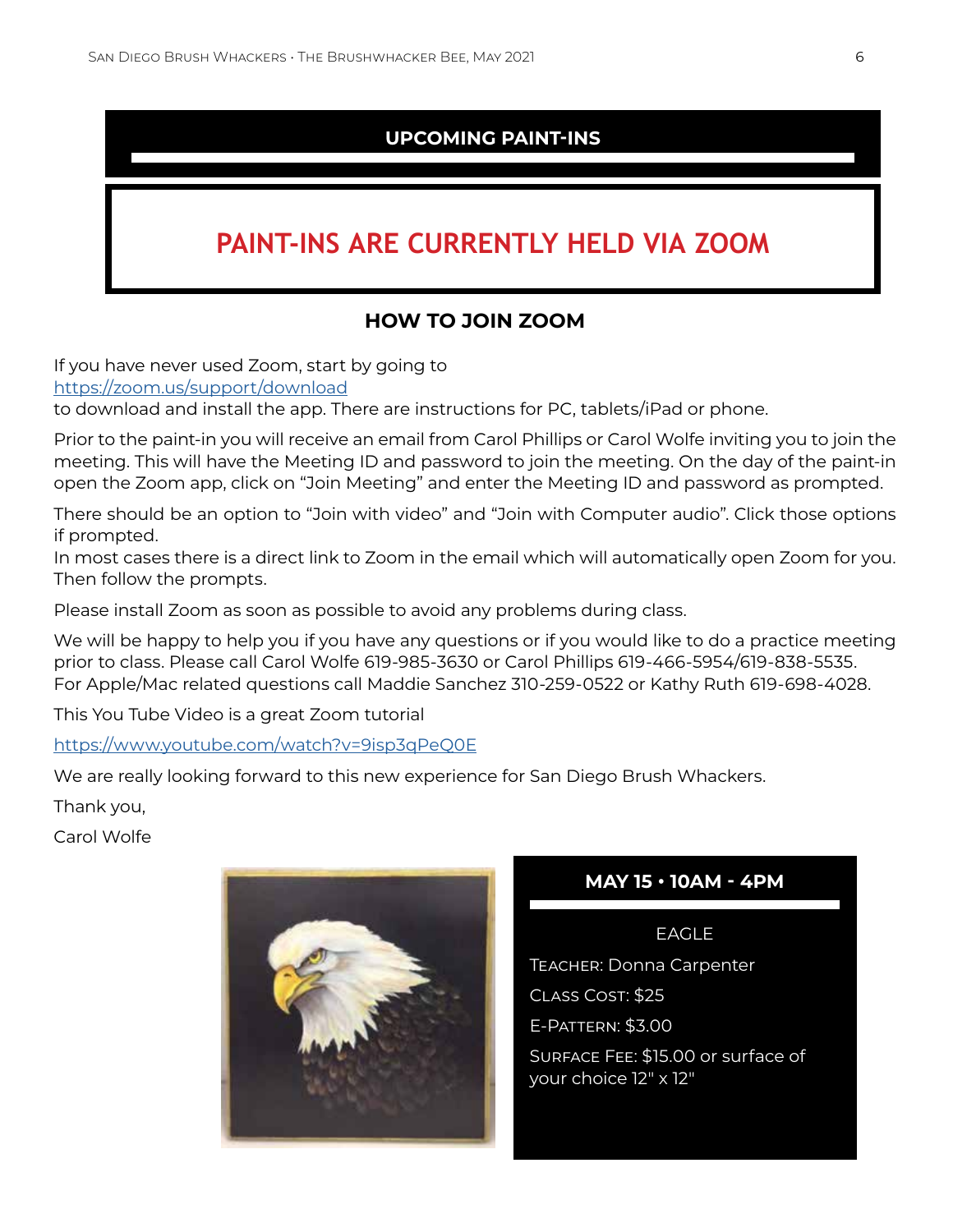## UPCOMING PAINT-INS

# PAINT-INS ARE CURRENTLY HELD VIA ZOOM

### HOW TO JOIN ZOOM

If you have never used Zoom, start by going to
https://zoom.us/support/download
to download and install the app. There are instructions for PC, tablets/iPad or phone.

Prior to the paint-in you will receive an email from Carol Phillips or Carol Wolfe inviting you to join the meeting. This will have the Meeting ID and password to join the meeting. On the day of the paint-in open the Zoom app, click on "Join Meeting" and enter the Meeting ID and password as prompted.

There should be an option to "Join with video" and "Join with Computer audio". Click those options if prompted.
In most cases there is a direct link to Zoom in the email which will automatically open Zoom for you. Then follow the prompts.

Please install Zoom as soon as possible to avoid any problems during class.

We will be happy to help you if you have any questions or if you would like to do a practice meeting prior to class. Please call Carol Wolfe 619-985-3630 or Carol Phillips 619-466-5954/619-838-5535.
For Apple/Mac related questions call Maddie Sanchez 310-259-0522 or Kathy Ruth 619-698-4028.

This You Tube Video is a great Zoom tutorial

https://www.youtube.com/watch?v=9isp3qPeQ0E

We are really looking forward to this new experience for San Diego Brush Whackers.

Thank you,

Carol Wolfe

### MAY 15 • 10AM - 4PM

EAGLE

Teacher: Donna Carpenter

Class Cost: $25

E-Pattern: $3.00

Surface Fee: $15.00 or surface of your choice 12" x 12"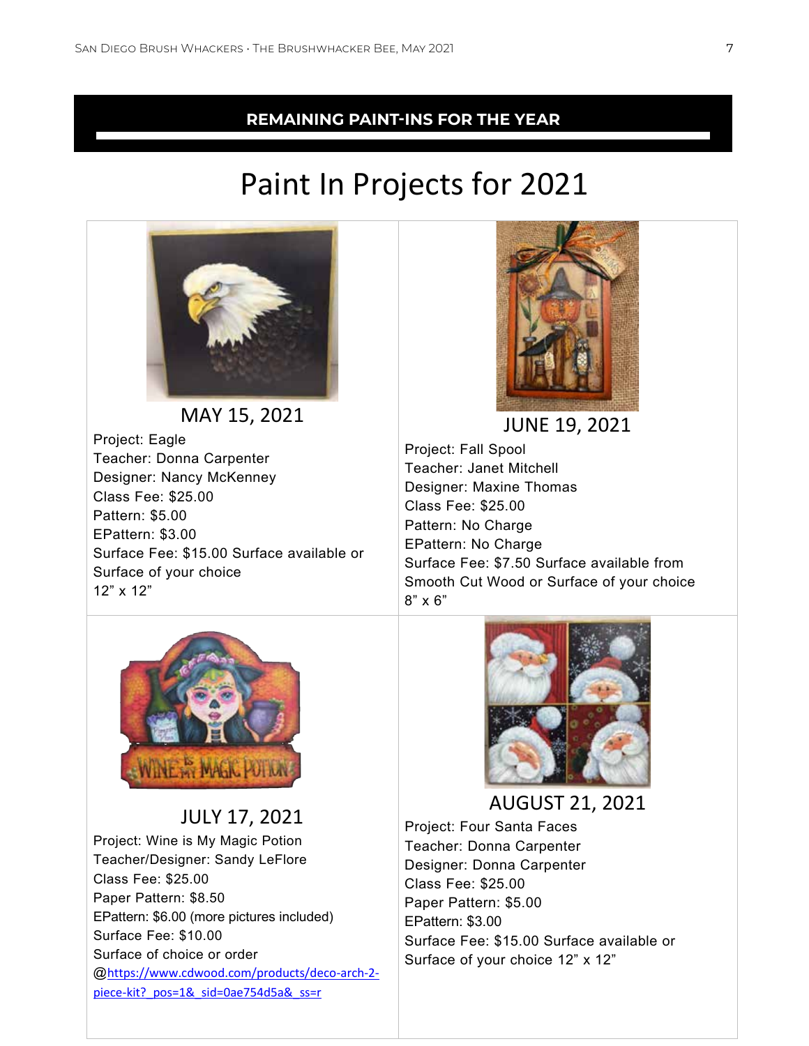## REMAINING PAINT-INS FOR THE YEAR

# Paint In Projects for 2021

### MAY 15, 2021

Project: Eagle
Teacher: Donna Carpenter
Designer: Nancy McKenney
Class Fee: $25.00
Pattern: $5.00
EPattern: $3.00
Surface Fee: $15.00 Surface available or Surface of your choice
12” x 12”

### JUNE 19, 2021

Project: Fall Spool
Teacher: Janet Mitchell
Designer: Maxine Thomas
Class Fee: $25.00
Pattern: No Charge
EPattern: No Charge
Surface Fee: $7.50 Surface available from Smooth Cut Wood or Surface of your choice
8” x 6”

### JULY 17, 2021

Project: Wine is My Magic Potion
Teacher/Designer: Sandy LeFlore
Class Fee: $25.00
Paper Pattern: $8.50
EPattern: $6.00 (more pictures included)
Surface Fee: $10.00
Surface of choice or order
@https://www.cdwood.com/products/deco-arch-2-piece-kit?_pos=1&_sid=0ae754d5a&_ss=r

### AUGUST 21, 2021

Project: Four Santa Faces
Teacher: Donna Carpenter
Designer: Donna Carpenter
Class Fee: $25.00
Paper Pattern: $5.00
EPattern: $3.00
Surface Fee: $15.00 Surface available or Surface of your choice 12” x 12”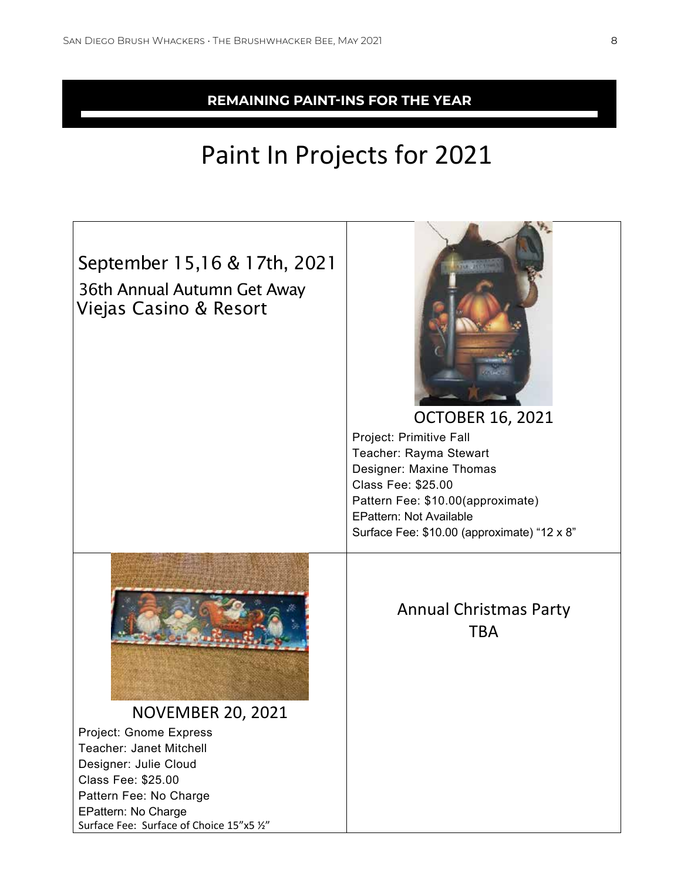## REMAINING PAINT-INS FOR THE YEAR

# Paint In Projects for 2021

| | |
|---|---|
| September 15,16 & 17th, 2021<br>36th Annual Autumn Get Away<br>Viejas Casino & Resort | OCTOBER 16, 2021<br>Project: Primitive Fall<br>Teacher: Rayma Stewart<br>Designer: Maxine Thomas<br>Class Fee: $25.00<br>Pattern Fee: $10.00(approximate)<br>EPattern: Not Available<br>Surface Fee: $10.00 (approximate) "12 x 8" |
| NOVEMBER 20, 2021<br>Project: Gnome Express<br>Teacher: Janet Mitchell<br>Designer: Julie Cloud<br>Class Fee: $25.00<br>Pattern Fee: No Charge<br>EPattern: No Charge<br>Surface Fee: Surface of Choice 15"x5 ½" | Annual Christmas Party<br>TBA |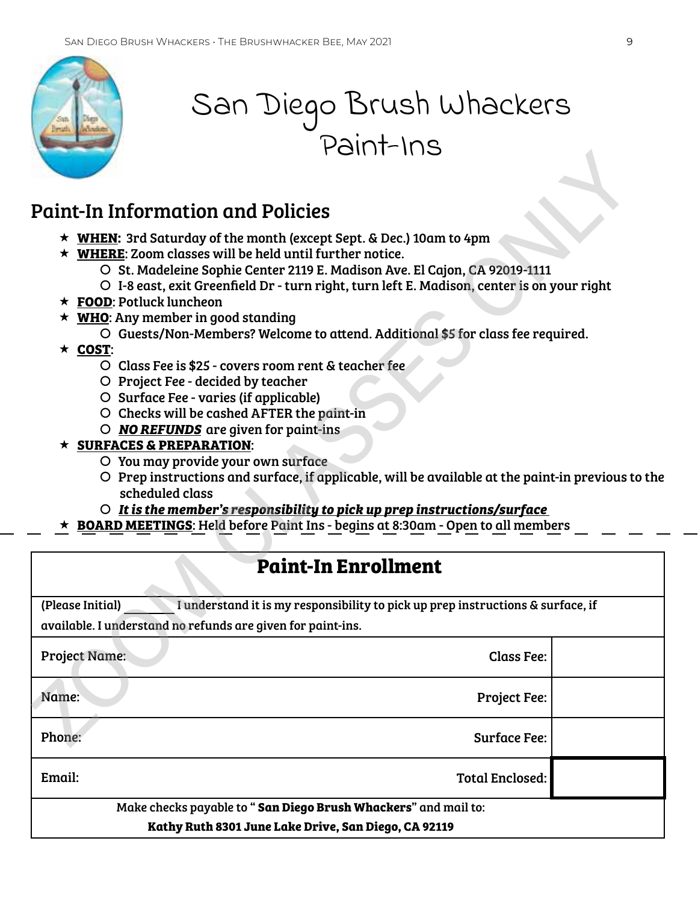# San Diego Brush Whackers Paint-Ins

## Paint-In Information and Policies

- **WHEN:** 3rd Saturday of the month (except Sept. & Dec.) 10am to 4pm
- **WHERE**: Zoom classes will be held until further notice.
  - St. Madeleine Sophie Center 2119 E. Madison Ave. El Cajon, CA 92019-1111
  - I-8 east, exit Greenfield Dr - turn right, turn left E. Madison, center is on your right
- **FOOD**: Potluck luncheon
- **WHO**: Any member in good standing
  - Guests/Non-Members? Welcome to attend. Additional $5 for class fee required.
- **COST**:
  - Class Fee is $25 - covers room rent & teacher fee
  - Project Fee - decided by teacher
  - Surface Fee - varies (if applicable)
  - Checks will be cashed AFTER the paint-in
  - ***NO REFUNDS*** are given for paint-ins
- **SURFACES & PREPARATION**:
  - You may provide your own surface
  - Prep instructions and surface, if applicable, will be available at the paint-in previous to the scheduled class
  - ***It is the member's responsibility to pick up prep instructions/surface***
- **BOARD MEETINGS**: Held before Paint Ins - begins at 8:30am - Open to all members

ZOOM CLASSES ONLY

## Paint-In Enrollment

(Please Initial) ________ I understand it is my responsibility to pick up prep instructions & surface, if available. I understand no refunds are given for paint-ins.

| | | |
|---|---|---|
| Project Name: | Class Fee: | |
| Name: | Project Fee: | |
| Phone: | Surface Fee: | |
| Email: | Total Enclosed: | |

Make checks payable to "**San Diego Brush Whackers**" and mail to:

**Kathy Ruth 8301 June Lake Drive, San Diego, CA 92119**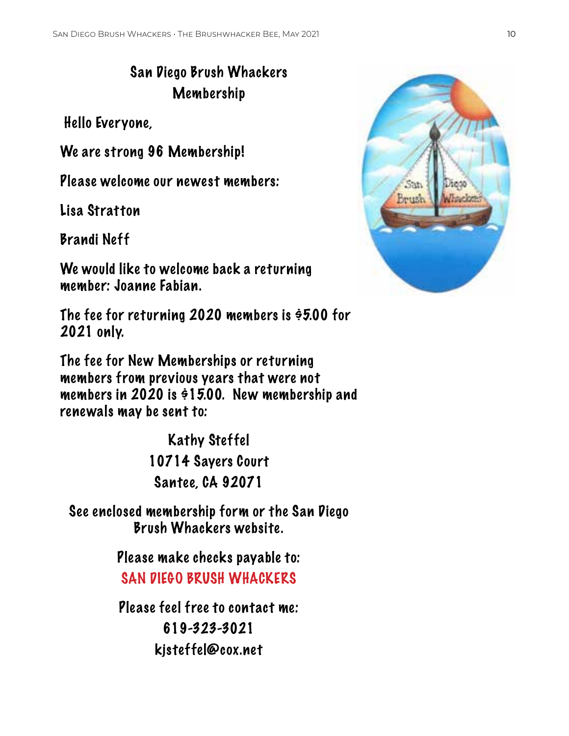## San Diego Brush Whackers Membership

Hello Everyone,

We are strong 96 Membership!

Please welcome our newest members:

Lisa Stratton

Brandi Neff

We would like to welcome back a returning member: Joanne Fabian.

The fee for returning 2020 members is $5.00 for 2021 only.

The fee for New Memberships or returning members from previous years that were not members in 2020 is $15.00. New membership and renewals may be sent to:

Kathy Steffel
10714 Sayers Court
Santee, CA 92071

See enclosed membership form or the San Diego Brush Whackers website.

Please make checks payable to:
SAN DIEGO BRUSH WHACKERS

Please feel free to contact me:
619-323-3021
kjsteffel@cox.net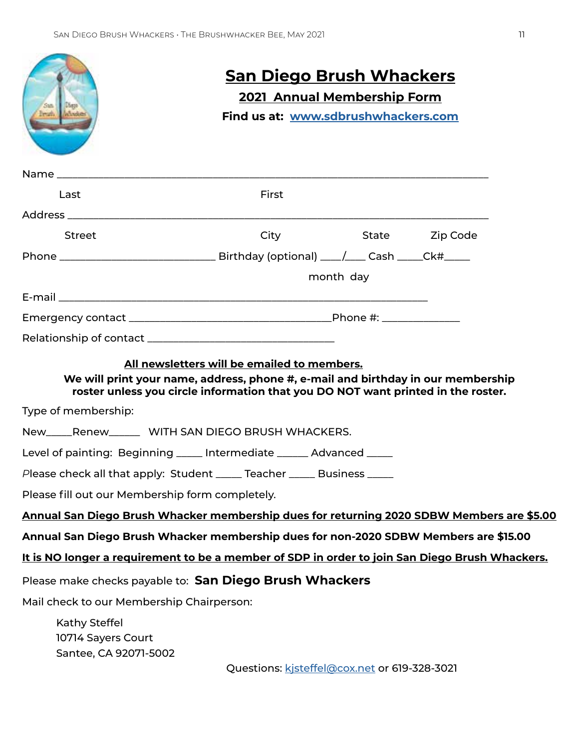# San Diego Brush Whackers

## 2021 Annual Membership Form

**Find us at: www.sdbrushwhackers.com**

Name ___________________________________________________________________________

Last First

Address _________________________________________________________________________

Street City State Zip Code

Phone ____________________________ Birthday (optional) ____/____ Cash _____Ck#_____

month day

E-mail _________________________________________________________________

Emergency contact ____________________________________Phone #: ______________

Relationship of contact __________________________________

**All newsletters will be emailed to members.**

**We will print your name, address, phone #, e-mail and birthday in our membership roster unless you circle information that you DO NOT want printed in the roster.**

Type of membership:

New_____Renew______ WITH SAN DIEGO BRUSH WHACKERS.

Level of painting: Beginning _____ Intermediate ______ Advanced _____

Please check all that apply: Student _____ Teacher _____ Business _____

Please fill out our Membership form completely.

**Annual San Diego Brush Whacker membership dues for returning 2020 SDBW Members are $5.00**

**Annual San Diego Brush Whacker membership dues for non-2020 SDBW Members are $15.00**

**It is NO longer a requirement to be a member of SDP in order to join San Diego Brush Whackers.**

Please make checks payable to: **San Diego Brush Whackers**

Mail check to our Membership Chairperson:

Kathy Steffel
10714 Sayers Court
Santee, CA 92071-5002

Questions: kjsteffel@cox.net or 619-328-3021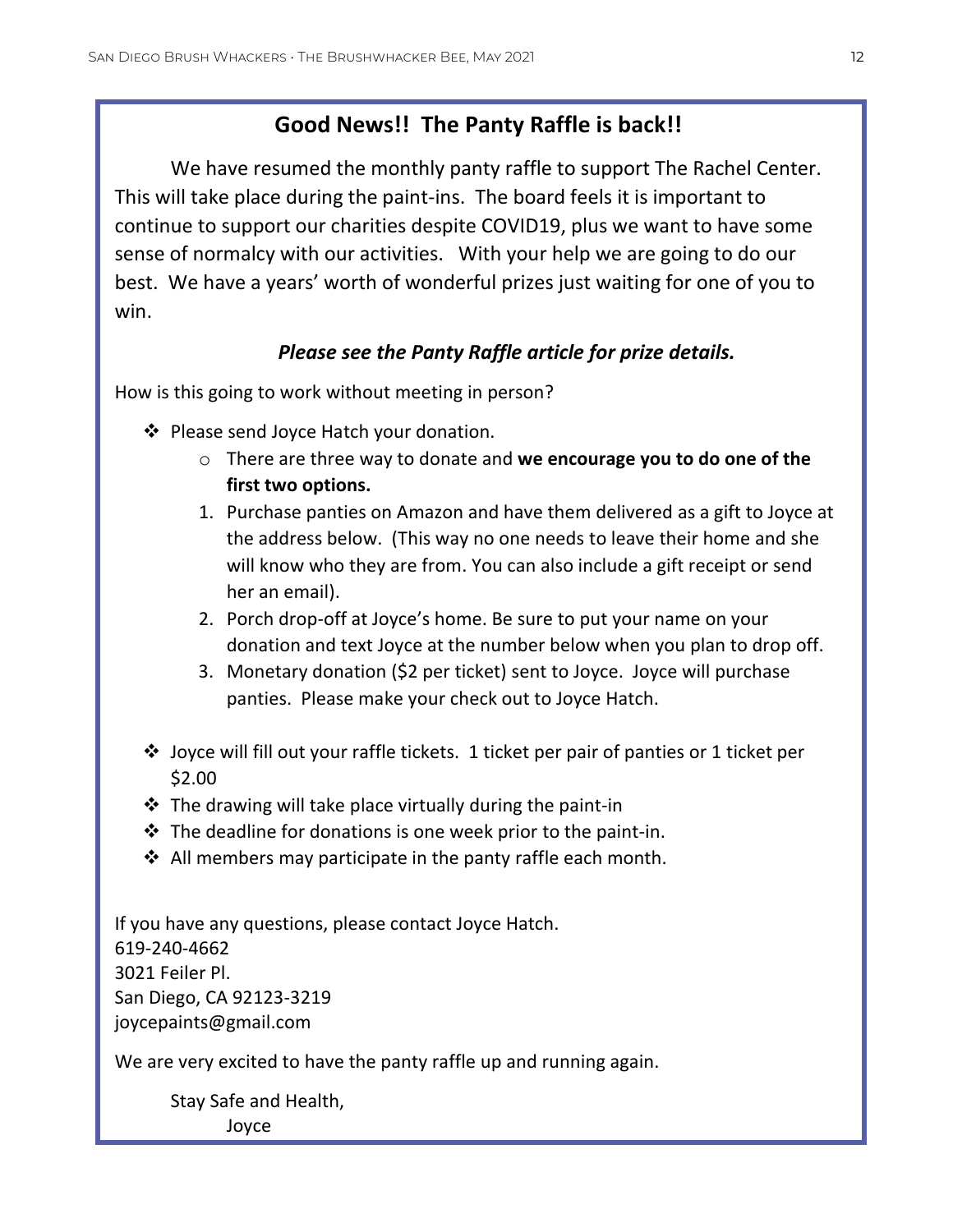## Good News!! The Panty Raffle is back!!

We have resumed the monthly panty raffle to support The Rachel Center. This will take place during the paint-ins. The board feels it is important to continue to support our charities despite COVID19, plus we want to have some sense of normalcy with our activities. With your help we are going to do our best. We have a years' worth of wonderful prizes just waiting for one of you to win.

***Please see the Panty Raffle article for prize details.***

How is this going to work without meeting in person?

- Please send Joyce Hatch your donation.
  - There are three way to donate and **we encourage you to do one of the first two options.**
  1. Purchase panties on Amazon and have them delivered as a gift to Joyce at the address below. (This way no one needs to leave their home and she will know who they are from. You can also include a gift receipt or send her an email).
  2. Porch drop-off at Joyce's home. Be sure to put your name on your donation and text Joyce at the number below when you plan to drop off.
  3. Monetary donation ($2 per ticket) sent to Joyce. Joyce will purchase panties. Please make your check out to Joyce Hatch.
- Joyce will fill out your raffle tickets. 1 ticket per pair of panties or 1 ticket per $2.00
- The drawing will take place virtually during the paint-in
- The deadline for donations is one week prior to the paint-in.
- All members may participate in the panty raffle each month.

If you have any questions, please contact Joyce Hatch.
619-240-4662
3021 Feiler Pl.
San Diego, CA 92123-3219
joycepaints@gmail.com

We are very excited to have the panty raffle up and running again.

Stay Safe and Health,
Joyce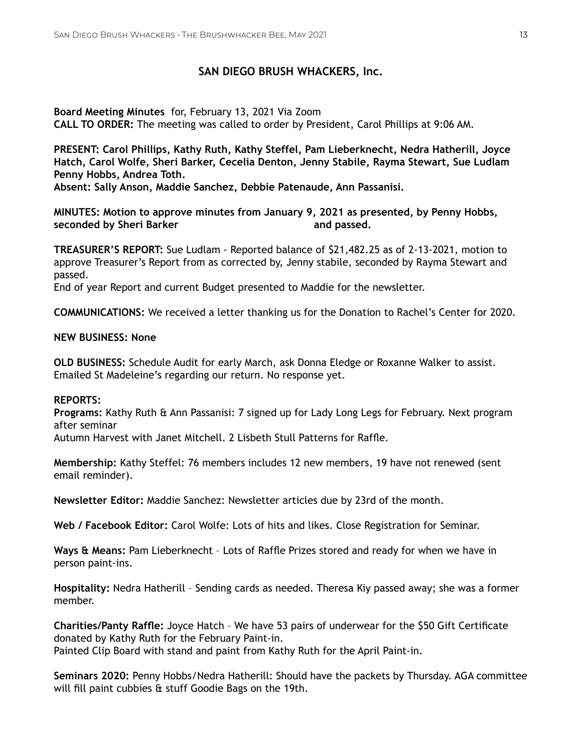## SAN DIEGO BRUSH WHACKERS, Inc.

**Board Meeting Minutes** for, February 13, 2021 Via Zoom
**CALL TO ORDER:** The meeting was called to order by President, Carol Phillips at 9:06 AM.

**PRESENT: Carol Phillips, Kathy Ruth, Kathy Steffel, Pam Lieberknecht, Nedra Hatherill, Joyce Hatch, Carol Wolfe, Sheri Barker, Cecelia Denton, Jenny Stabile, Rayma Stewart, Sue Ludlam Penny Hobbs, Andrea Toth.**
**Absent: Sally Anson, Maddie Sanchez, Debbie Patenaude, Ann Passanisi.**

**MINUTES: Motion to approve minutes from January 9, 2021 as presented, by Penny Hobbs, seconded by Sheri Barker and passed.**

**TREASURER'S REPORT:** Sue Ludlam - Reported balance of $21,482.25 as of 2-13-2021, motion to approve Treasurer's Report from as corrected by, Jenny stabile, seconded by Rayma Stewart and passed.
End of year Report and current Budget presented to Maddie for the newsletter.

**COMMUNICATIONS:** We received a letter thanking us for the Donation to Rachel's Center for 2020.

**NEW BUSINESS: None**

**OLD BUSINESS:** Schedule Audit for early March, ask Donna Eledge or Roxanne Walker to assist. Emailed St Madeleine's regarding our return. No response yet.

**REPORTS:**
**Programs:** Kathy Ruth & Ann Passanisi: 7 signed up for Lady Long Legs for February. Next program after seminar
Autumn Harvest with Janet Mitchell. 2 Lisbeth Stull Patterns for Raffle.

**Membership:** Kathy Steffel: 76 members includes 12 new members, 19 have not renewed (sent email reminder).

**Newsletter Editor:** Maddie Sanchez: Newsletter articles due by 23rd of the month.

**Web / Facebook Editor:** Carol Wolfe: Lots of hits and likes. Close Registration for Seminar.

**Ways & Means:** Pam Lieberknecht – Lots of Raffle Prizes stored and ready for when we have in person paint-ins.

**Hospitality:** Nedra Hatherill – Sending cards as needed. Theresa Kiy passed away; she was a former member.

**Charities/Panty Raffle:** Joyce Hatch – We have 53 pairs of underwear for the $50 Gift Certificate donated by Kathy Ruth for the February Paint-in.
Painted Clip Board with stand and paint from Kathy Ruth for the April Paint-in.

**Seminars 2020:** Penny Hobbs/Nedra Hatherill: Should have the packets by Thursday. AGA committee will fill paint cubbies & stuff Goodie Bags on the 19th.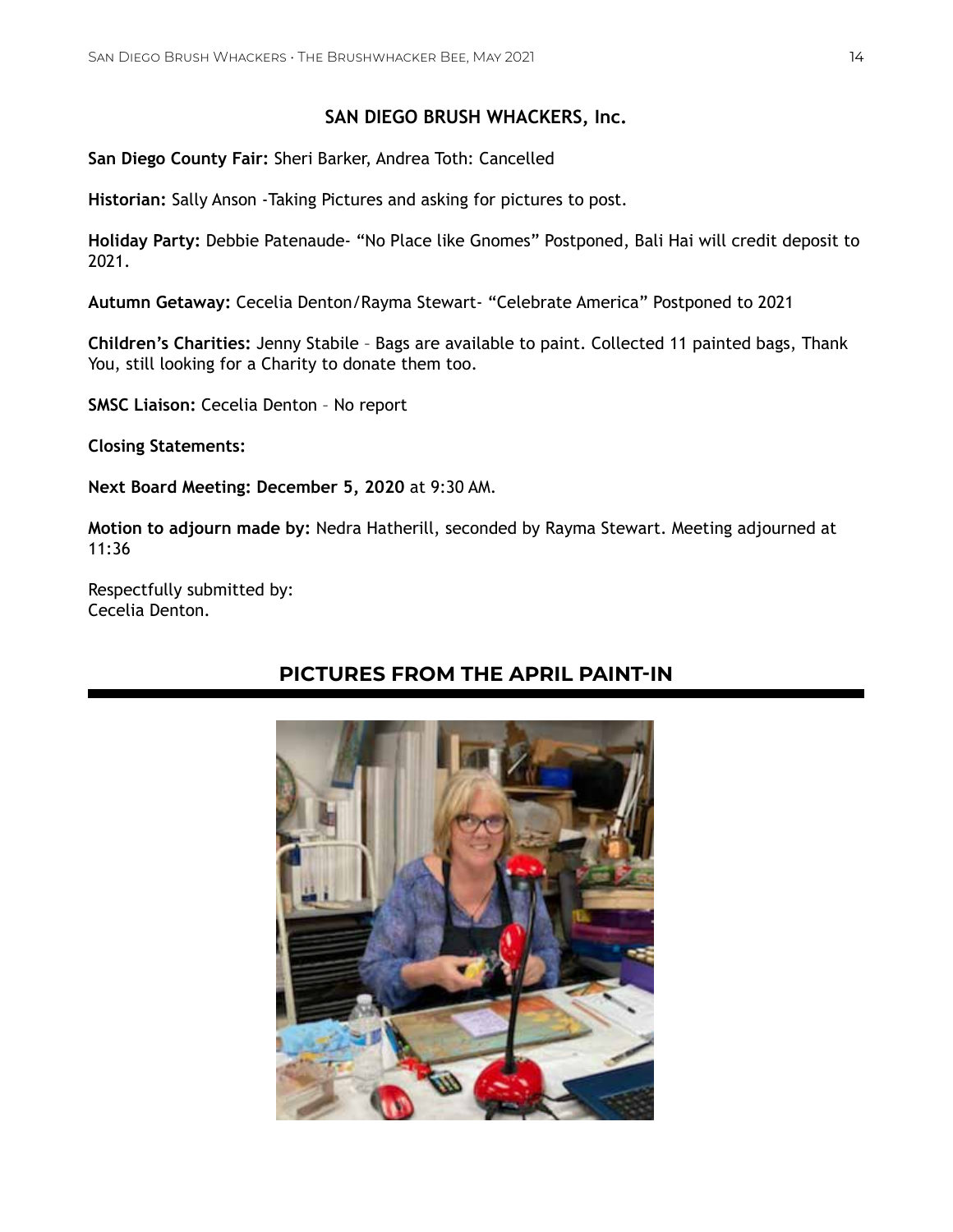**SAN DIEGO BRUSH WHACKERS, Inc.**

**San Diego County Fair:** Sheri Barker, Andrea Toth: Cancelled

**Historian:** Sally Anson -Taking Pictures and asking for pictures to post.

**Holiday Party:** Debbie Patenaude- “No Place like Gnomes” Postponed, Bali Hai will credit deposit to 2021.

**Autumn Getaway:** Cecelia Denton/Rayma Stewart- “Celebrate America” Postponed to 2021

**Children’s Charities:** Jenny Stabile – Bags are available to paint. Collected 11 painted bags, Thank You, still looking for a Charity to donate them too.

**SMSC Liaison:** Cecelia Denton – No report

**Closing Statements:**

**Next Board Meeting: December 5, 2020** at 9:30 AM.

**Motion to adjourn made by:** Nedra Hatherill, seconded by Rayma Stewart. Meeting adjourned at 11:36

Respectfully submitted by:
Cecelia Denton.

## PICTURES FROM THE APRIL PAINT-IN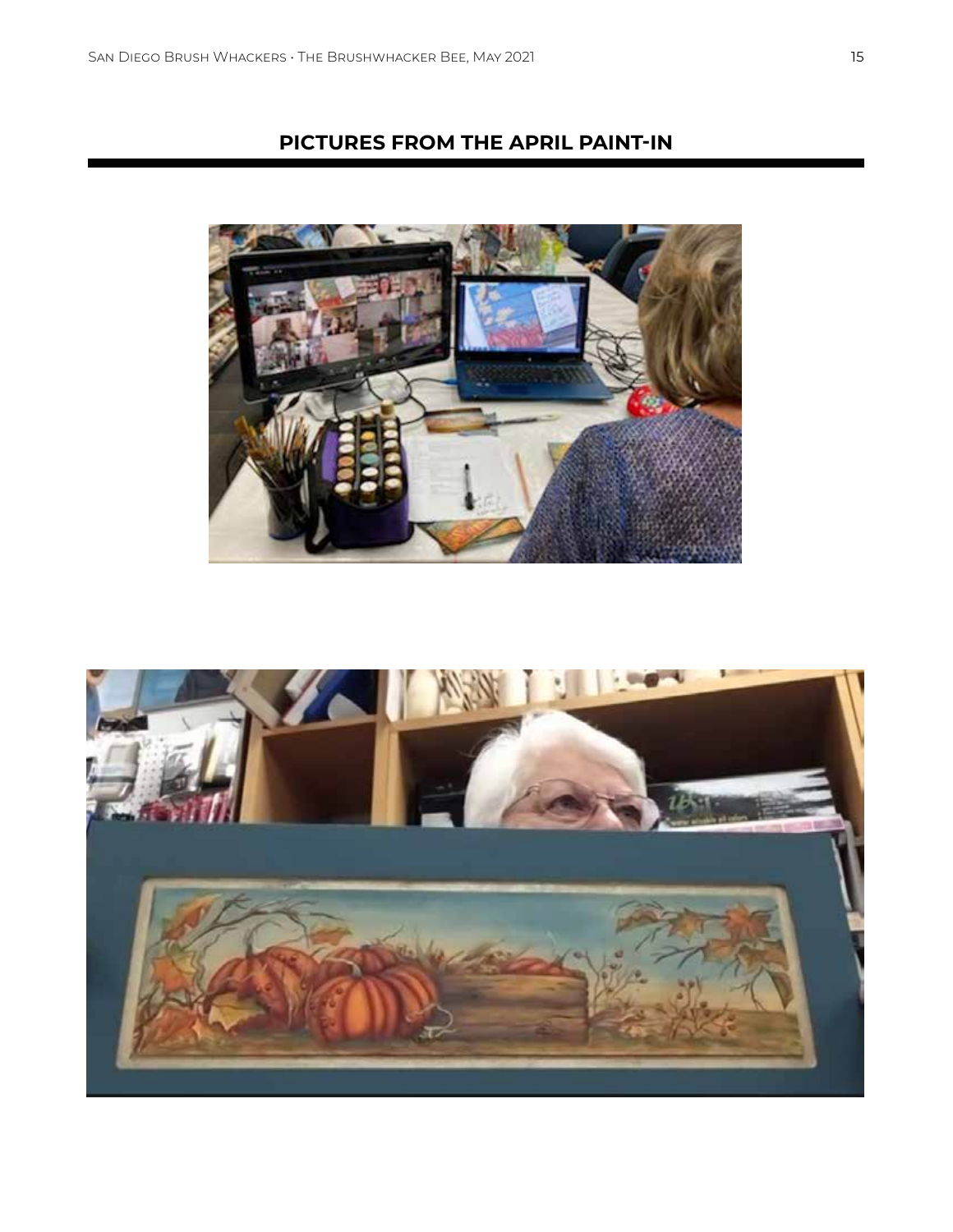## PICTURES FROM THE APRIL PAINT-IN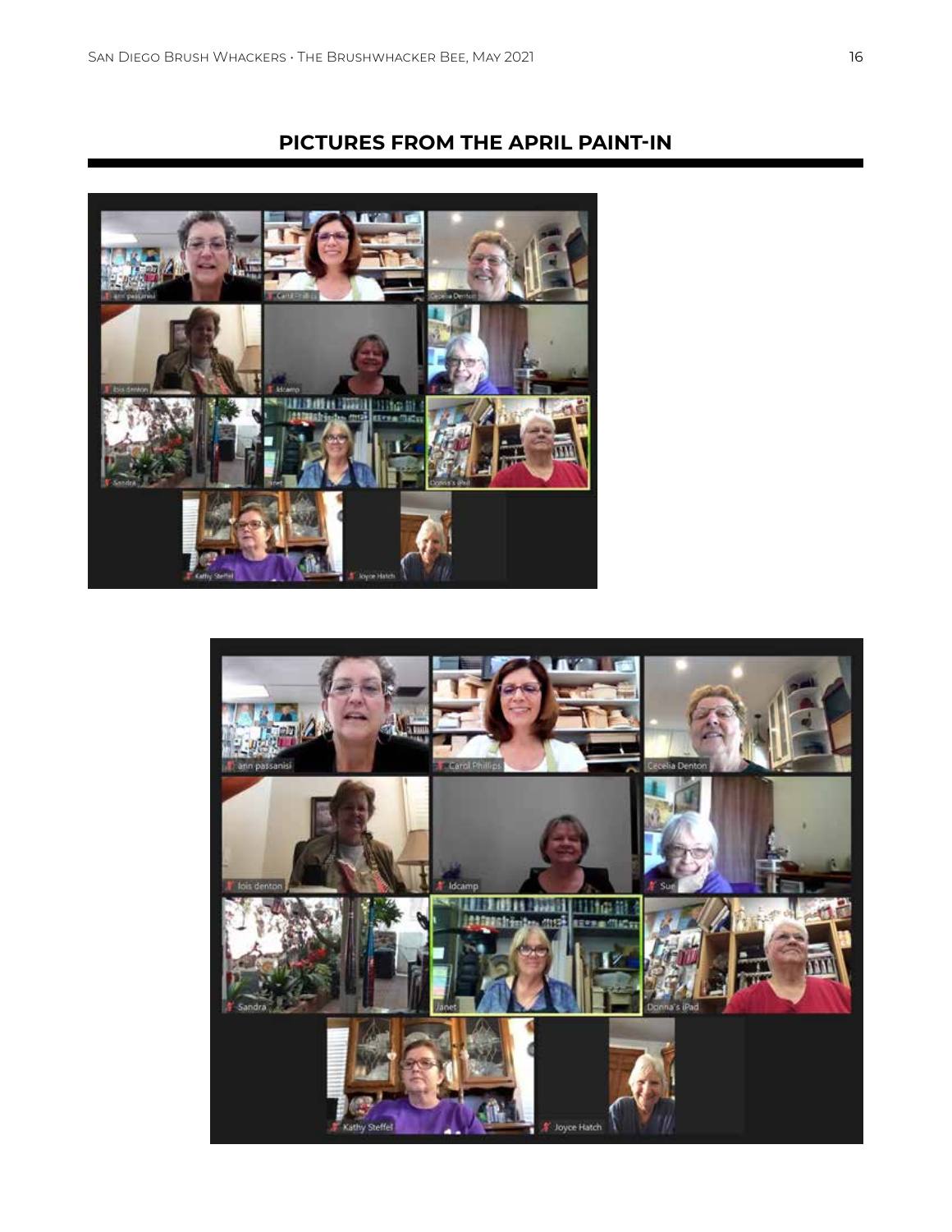## PICTURES FROM THE APRIL PAINT-IN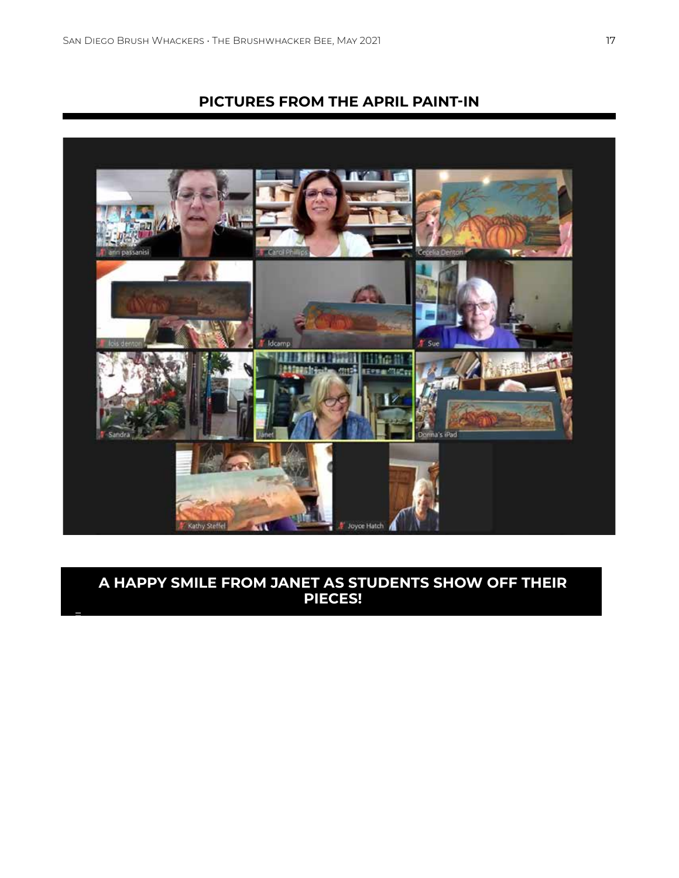## PICTURES FROM THE APRIL PAINT-IN

**A HAPPY SMILE FROM JANET AS STUDENTS SHOW OFF THEIR PIECES!**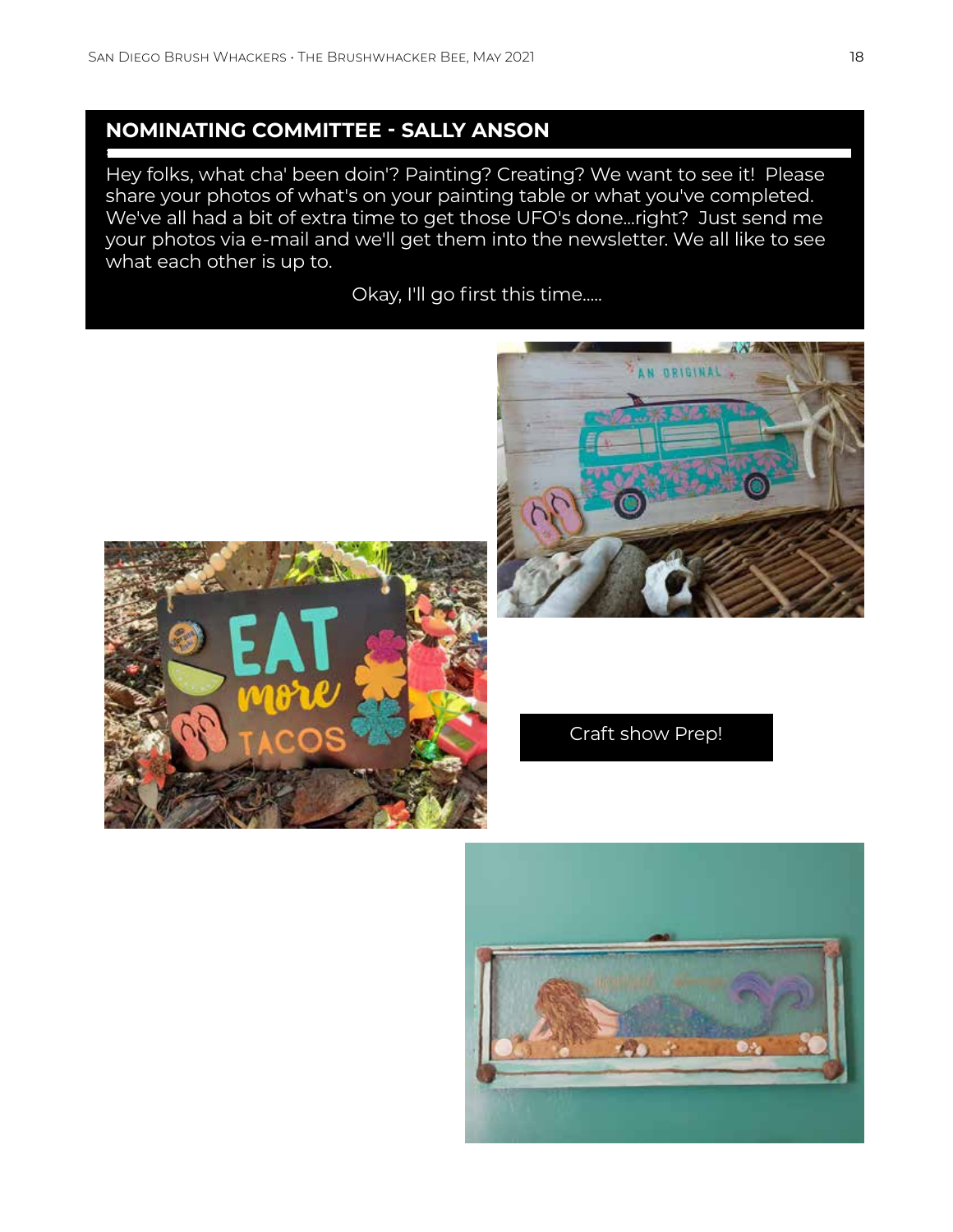## NOMINATING COMMITTEE - SALLY ANSON

Hey folks, what cha' been doin'? Painting? Creating? We want to see it! Please share your photos of what's on your painting table or what you've completed. We've all had a bit of extra time to get those UFO's done...right? Just send me your photos via e-mail and we'll get them into the newsletter. We all like to see what each other is up to.

Okay, I'll go first this time.....

Craft show Prep!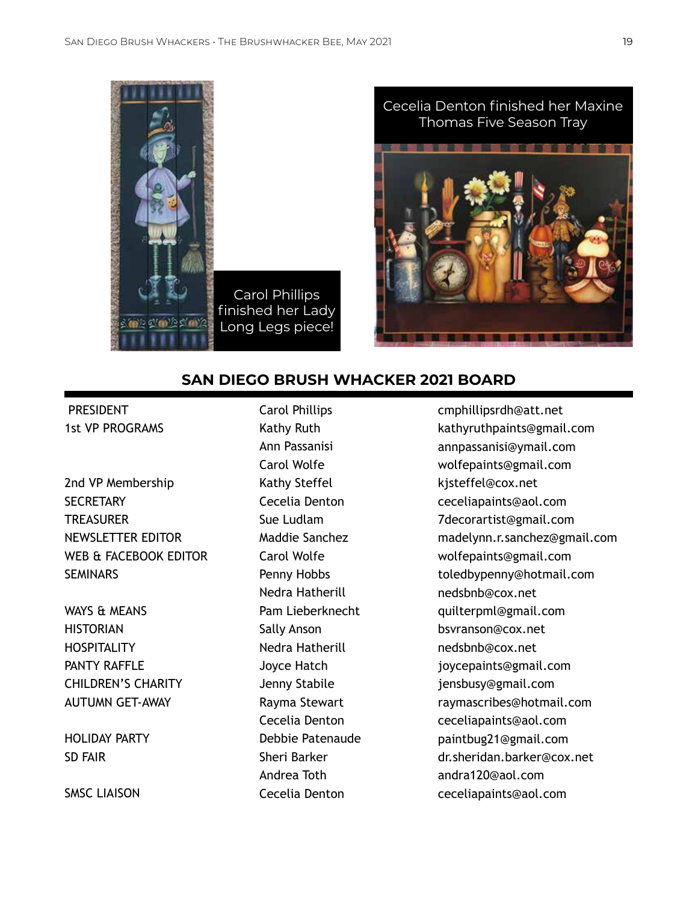Carol Phillips finished her Lady Long Legs piece!

Cecelia Denton finished her Maxine Thomas Five Season Tray

## SAN DIEGO BRUSH WHACKER 2021 BOARD

| | | |
|---|---|---|
| PRESIDENT | Carol Phillips | cmphillipsrdh@att.net |
| 1st VP PROGRAMS | Kathy Ruth | kathyruthpaints@gmail.com |
| | Ann Passanisi | annpassanisi@ymail.com |
| | Carol Wolfe | wolfepaints@gmail.com |
| 2nd VP Membership | Kathy Steffel | kjsteffel@cox.net |
| SECRETARY | Cecelia Denton | ceceliapaints@aol.com |
| TREASURER | Sue Ludlam | 7decorartist@gmail.com |
| NEWSLETTER EDITOR | Maddie Sanchez | madelynn.r.sanchez@gmail.com |
| WEB & FACEBOOK EDITOR | Carol Wolfe | wolfepaints@gmail.com |
| SEMINARS | Penny Hobbs | toledbypenny@hotmail.com |
| | Nedra Hatherill | nedsbnb@cox.net |
| WAYS & MEANS | Pam Lieberknecht | quilterpml@gmail.com |
| HISTORIAN | Sally Anson | bsvranson@cox.net |
| HOSPITALITY | Nedra Hatherill | nedsbnb@cox.net |
| PANTY RAFFLE | Joyce Hatch | joycepaints@gmail.com |
| CHILDREN'S CHARITY | Jenny Stabile | jensbusy@gmail.com |
| AUTUMN GET-AWAY | Rayma Stewart | raymascribes@hotmail.com |
| | Cecelia Denton | ceceliapaints@aol.com |
| HOLIDAY PARTY | Debbie Patenaude | paintbug21@gmail.com |
| SD FAIR | Sheri Barker | dr.sheridan.barker@cox.net |
| | Andrea Toth | andra120@aol.com |
| SMSC LIAISON | Cecelia Denton | ceceliapaints@aol.com |